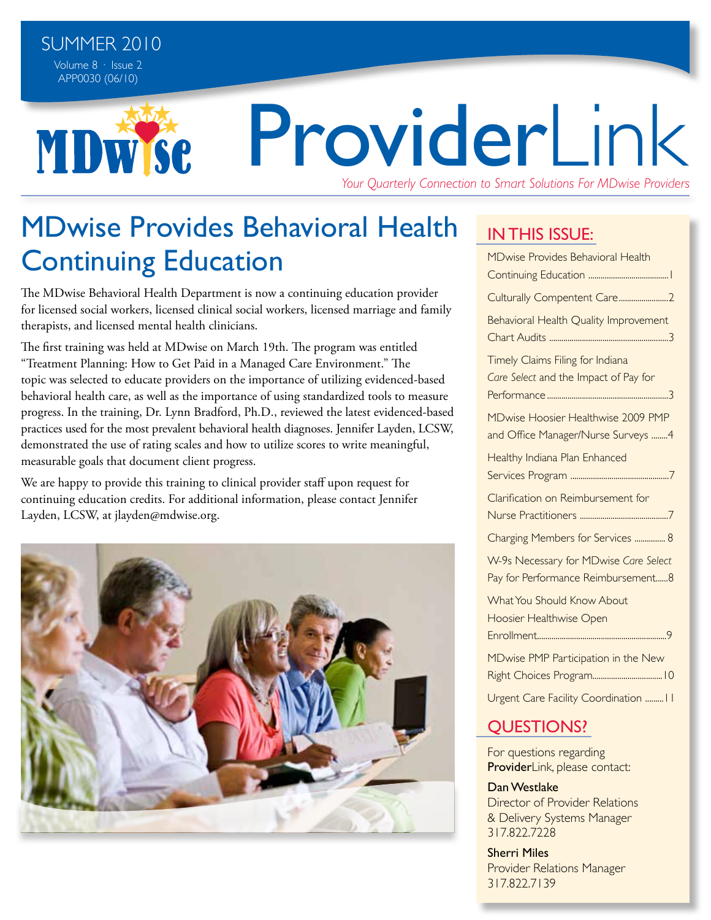SUMMER 2010

Volume 8 · Issue 2

APP0030 (06/10)

# ProviderLink

*Your Quarterly Connection to Smart Solutions For MDwise Providers*

## MDwise Provides Behavioral Health Continuing Education

The MDwise Behavioral Health Department is now a continuing education provider for licensed social workers, licensed clinical social workers, licensed marriage and family therapists, and licensed mental health clinicians.

The first training was held at MDwise on March 19th. The program was entitled "Treatment Planning: How to Get Paid in a Managed Care Environment." The topic was selected to educate providers on the importance of utilizing evidenced-based behavioral health care, as well as the importance of using standardized tools to measure progress. In the training, Dr. Lynn Bradford, Ph.D., reviewed the latest evidenced-based practices used for the most prevalent behavioral health diagnoses. Jennifer Layden, LCSW, demonstrated the use of rating scales and how to utilize scores to write meaningful, measurable goals that document client progress.

We are happy to provide this training to clinical provider staff upon request for continuing education credits. For additional information, please contact Jennifer Layden, LCSW, at jlayden@mdwise.org.

## IN THIS ISSUE:

- MDwise Provides Behavioral Health Continuing Education ........ 1
- Culturally Compentent Care ........ 2
- Behavioral Health Quality Improvement Chart Audits ........ 3
- Timely Claims Filing for Indiana *Care Select* and the Impact of Pay for Performance ........ 3
- MDwise Hoosier Healthwise 2009 PMP and Office Manager/Nurse Surveys ........ 4
- Healthy Indiana Plan Enhanced Services Program ........ 7
- Clarification on Reimbursement for Nurse Practitioners ........ 7
- Charging Members for Services ........ 8
- W-9s Necessary for MDwise *Care Select* Pay for Performance Reimbursement ........ 8
- What You Should Know About Hoosier Healthwise Open Enrollment ........ 9
- MDwise PMP Participation in the New Right Choices Program ........ 10
- Urgent Care Facility Coordination ........ 11

## QUESTIONS?

For questions regarding **Provider**Link, please contact:

**Dan Westlake**
Director of Provider Relations & Delivery Systems Manager
317.822.7228

**Sherri Miles**
Provider Relations Manager
317.822.7139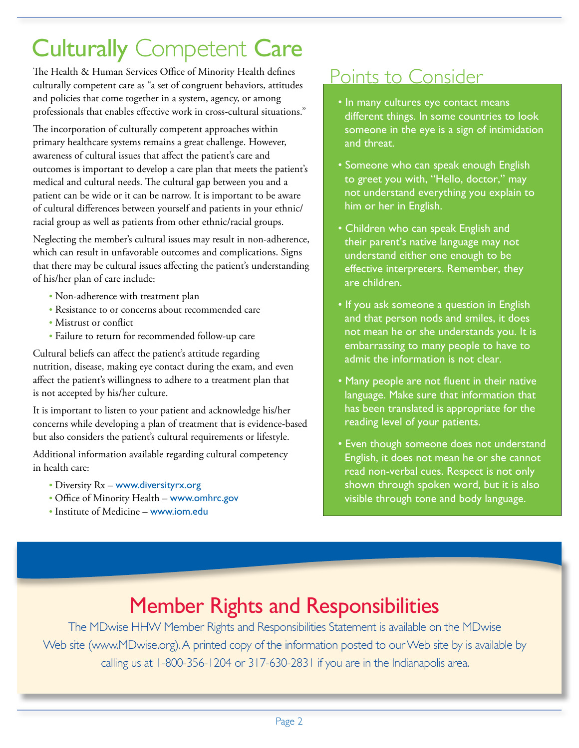# Culturally Competent Care

The Health & Human Services Office of Minority Health defines culturally competent care as "a set of congruent behaviors, attitudes and policies that come together in a system, agency, or among professionals that enables effective work in cross-cultural situations."

The incorporation of culturally competent approaches within primary healthcare systems remains a great challenge. However, awareness of cultural issues that affect the patient's care and outcomes is important to develop a care plan that meets the patient's medical and cultural needs. The cultural gap between you and a patient can be wide or it can be narrow. It is important to be aware of cultural differences between yourself and patients in your ethnic/racial group as well as patients from other ethnic/racial groups.

Neglecting the member's cultural issues may result in non-adherence, which can result in unfavorable outcomes and complications. Signs that there may be cultural issues affecting the patient's understanding of his/her plan of care include:

- Non-adherence with treatment plan
- Resistance to or concerns about recommended care
- Mistrust or conflict
- Failure to return for recommended follow-up care

Cultural beliefs can affect the patient's attitude regarding nutrition, disease, making eye contact during the exam, and even affect the patient's willingness to adhere to a treatment plan that is not accepted by his/her culture.

It is important to listen to your patient and acknowledge his/her concerns while developing a plan of treatment that is evidence-based but also considers the patient's cultural requirements or lifestyle.

Additional information available regarding cultural competency in health care:

- Diversity Rx – www.diversityrx.org
- Office of Minority Health – www.omhrc.gov
- Institute of Medicine – www.iom.edu

## Points to Consider

- In many cultures eye contact means different things. In some countries to look someone in the eye is a sign of intimidation and threat.
- Someone who can speak enough English to greet you with, "Hello, doctor," may not understand everything you explain to him or her in English.
- Children who can speak English and their parent's native language may not understand either one enough to be effective interpreters. Remember, they are children.
- If you ask someone a question in English and that person nods and smiles, it does not mean he or she understands you. It is embarrassing to many people to have to admit the information is not clear.
- Many people are not fluent in their native language. Make sure that information that has been translated is appropriate for the reading level of your patients.
- Even though someone does not understand English, it does not mean he or she cannot read non-verbal cues. Respect is not only shown through spoken word, but it is also visible through tone and body language.

## Member Rights and Responsibilities

The MDwise HHW Member Rights and Responsibilities Statement is available on the MDwise Web site (www.MDwise.org). A printed copy of the information posted to our Web site by is available by calling us at 1-800-356-1204 or 317-630-2831 if you are in the Indianapolis area.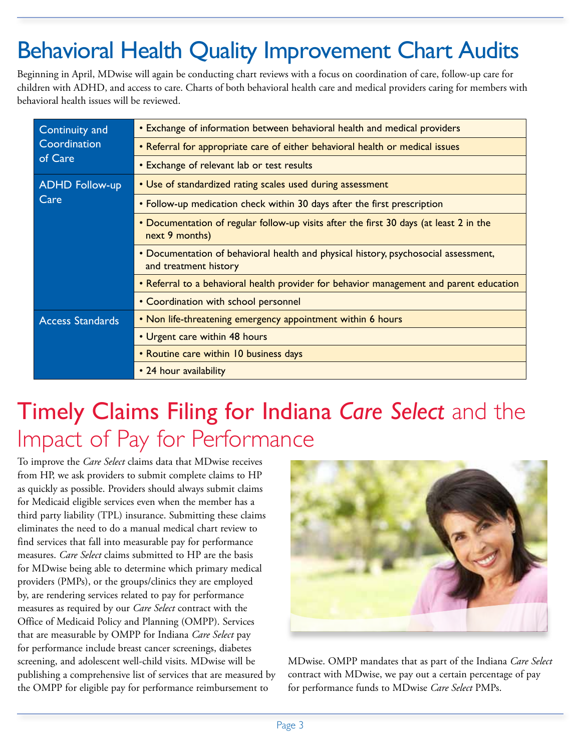# Behavioral Health Quality Improvement Chart Audits

Beginning in April, MDwise will again be conducting chart reviews with a focus on coordination of care, follow-up care for children with ADHD, and access to care. Charts of both behavioral health care and medical providers caring for members with behavioral health issues will be reviewed.

| | |
|---|---|
| Continuity and Coordination of Care | • Exchange of information between behavioral health and medical providers |
| | • Referral for appropriate care of either behavioral health or medical issues |
| | • Exchange of relevant lab or test results |
| ADHD Follow-up Care | • Use of standardized rating scales used during assessment |
| | • Follow-up medication check within 30 days after the first prescription |
| | • Documentation of regular follow-up visits after the first 30 days (at least 2 in the next 9 months) |
| | • Documentation of behavioral health and physical history, psychosocial assessment, and treatment history |
| | • Referral to a behavioral health provider for behavior management and parent education |
| | • Coordination with school personnel |
| Access Standards | • Non life-threatening emergency appointment within 6 hours |
| | • Urgent care within 48 hours |
| | • Routine care within 10 business days |
| | • 24 hour availability |

# Timely Claims Filing for Indiana *Care Select* and the Impact of Pay for Performance

To improve the *Care Select* claims data that MDwise receives from HP, we ask providers to submit complete claims to HP as quickly as possible. Providers should always submit claims for Medicaid eligible services even when the member has a third party liability (TPL) insurance. Submitting these claims eliminates the need to do a manual medical chart review to find services that fall into measurable pay for performance measures. *Care Select* claims submitted to HP are the basis for MDwise being able to determine which primary medical providers (PMPs), or the groups/clinics they are employed by, are rendering services related to pay for performance measures as required by our *Care Select* contract with the Office of Medicaid Policy and Planning (OMPP). Services that are measurable by OMPP for Indiana *Care Select* pay for performance include breast cancer screenings, diabetes screening, and adolescent well-child visits. MDwise will be publishing a comprehensive list of services that are measured by the OMPP for eligible pay for performance reimbursement to MDwise. OMPP mandates that as part of the Indiana *Care Select* contract with MDwise, we pay out a certain percentage of pay for performance funds to MDwise *Care Select* PMPs.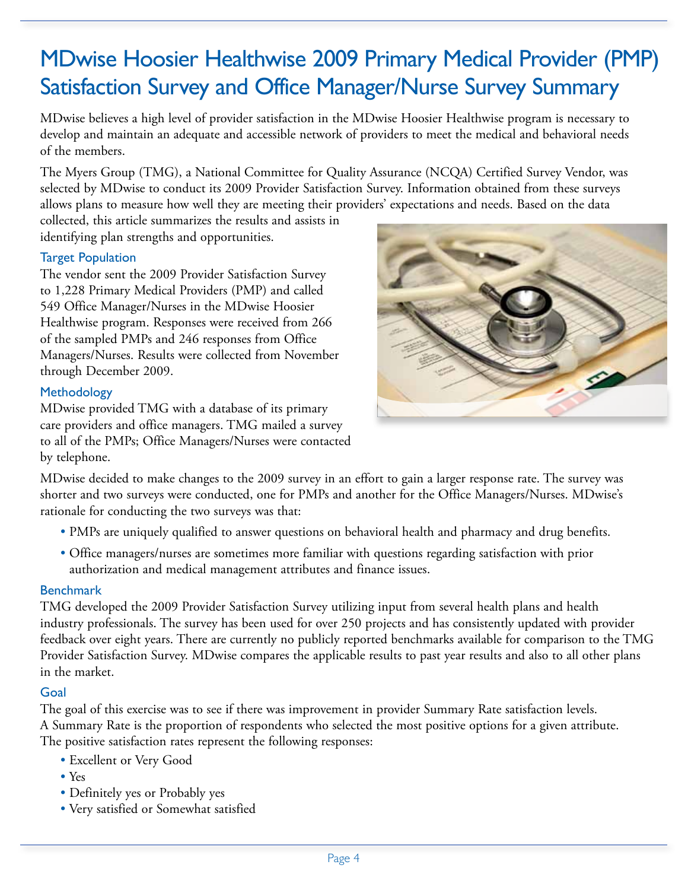# MDwise Hoosier Healthwise 2009 Primary Medical Provider (PMP) Satisfaction Survey and Office Manager/Nurse Survey Summary

MDwise believes a high level of provider satisfaction in the MDwise Hoosier Healthwise program is necessary to develop and maintain an adequate and accessible network of providers to meet the medical and behavioral needs of the members.

The Myers Group (TMG), a National Committee for Quality Assurance (NCQA) Certified Survey Vendor, was selected by MDwise to conduct its 2009 Provider Satisfaction Survey. Information obtained from these surveys allows plans to measure how well they are meeting their providers' expectations and needs. Based on the data collected, this article summarizes the results and assists in identifying plan strengths and opportunities.

## Target Population

The vendor sent the 2009 Provider Satisfaction Survey to 1,228 Primary Medical Providers (PMP) and called 549 Office Manager/Nurses in the MDwise Hoosier Healthwise program. Responses were received from 266 of the sampled PMPs and 246 responses from Office Managers/Nurses. Results were collected from November through December 2009.

## Methodology

MDwise provided TMG with a database of its primary care providers and office managers. TMG mailed a survey to all of the PMPs; Office Managers/Nurses were contacted by telephone.

MDwise decided to make changes to the 2009 survey in an effort to gain a larger response rate. The survey was shorter and two surveys were conducted, one for PMPs and another for the Office Managers/Nurses. MDwise's rationale for conducting the two surveys was that:

- PMPs are uniquely qualified to answer questions on behavioral health and pharmacy and drug benefits.
- Office managers/nurses are sometimes more familiar with questions regarding satisfaction with prior authorization and medical management attributes and finance issues.

## Benchmark

TMG developed the 2009 Provider Satisfaction Survey utilizing input from several health plans and health industry professionals. The survey has been used for over 250 projects and has consistently updated with provider feedback over eight years. There are currently no publicly reported benchmarks available for comparison to the TMG Provider Satisfaction Survey. MDwise compares the applicable results to past year results and also to all other plans in the market.

## Goal

The goal of this exercise was to see if there was improvement in provider Summary Rate satisfaction levels. A Summary Rate is the proportion of respondents who selected the most positive options for a given attribute. The positive satisfaction rates represent the following responses:

- Excellent or Very Good
- Yes
- Definitely yes or Probably yes
- Very satisfied or Somewhat satisfied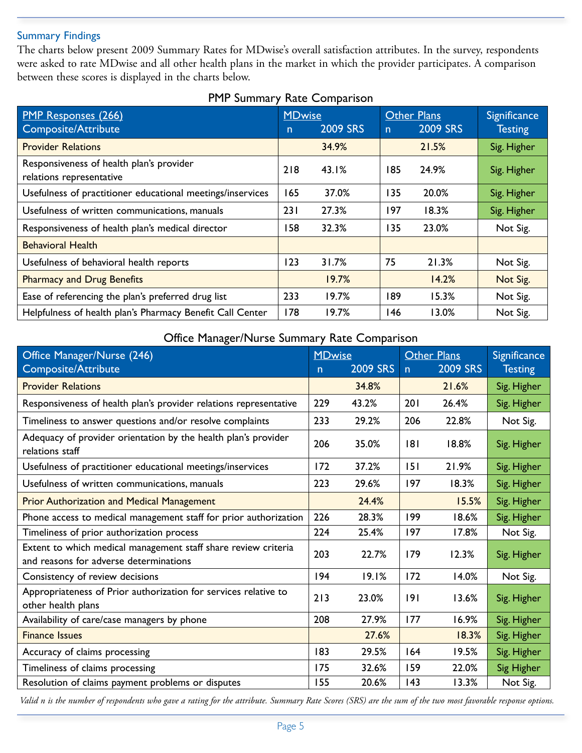### Summary Findings

The charts below present 2009 Summary Rates for MDwise's overall satisfaction attributes. In the survey, respondents were asked to rate MDwise and all other health plans in the market in which the provider participates. A comparison between these scores is displayed in the charts below.

**PMP Summary Rate Comparison**

| PMP Responses (266) Composite/Attribute | MDwise n | MDwise 2009 SRS | Other Plans n | Other Plans 2009 SRS | Significance Testing |
|---|---|---|---|---|---|
| Provider Relations | | 34.9% | | 21.5% | Sig. Higher |
| Responsiveness of health plan's provider relations representative | 218 | 43.1% | 185 | 24.9% | Sig. Higher |
| Usefulness of practitioner educational meetings/inservices | 165 | 37.0% | 135 | 20.0% | Sig. Higher |
| Usefulness of written communications, manuals | 231 | 27.3% | 197 | 18.3% | Sig. Higher |
| Responsiveness of health plan's medical director | 158 | 32.3% | 135 | 23.0% | Not Sig. |
| Behavioral Health | | | | | |
| Usefulness of behavioral health reports | 123 | 31.7% | 75 | 21.3% | Not Sig. |
| Pharmacy and Drug Benefits | | 19.7% | | 14.2% | Not Sig. |
| Ease of referencing the plan's preferred drug list | 233 | 19.7% | 189 | 15.3% | Not Sig. |
| Helpfulness of health plan's Pharmacy Benefit Call Center | 178 | 19.7% | 146 | 13.0% | Not Sig. |

**Office Manager/Nurse Summary Rate Comparison**

| Office Manager/Nurse (246) Composite/Attribute | MDwise n | MDwise 2009 SRS | Other Plans n | Other Plans 2009 SRS | Significance Testing |
|---|---|---|---|---|---|
| Provider Relations | | 34.8% | | 21.6% | Sig. Higher |
| Responsiveness of health plan's provider relations representative | 229 | 43.2% | 201 | 26.4% | Sig. Higher |
| Timeliness to answer questions and/or resolve complaints | 233 | 29.2% | 206 | 22.8% | Not Sig. |
| Adequacy of provider orientation by the health plan's provider relations staff | 206 | 35.0% | 181 | 18.8% | Sig. Higher |
| Usefulness of practitioner educational meetings/inservices | 172 | 37.2% | 151 | 21.9% | Sig. Higher |
| Usefulness of written communications, manuals | 223 | 29.6% | 197 | 18.3% | Sig. Higher |
| Prior Authorization and Medical Management | | 24.4% | | 15.5% | Sig. Higher |
| Phone access to medical management staff for prior authorization | 226 | 28.3% | 199 | 18.6% | Sig. Higher |
| Timeliness of prior authorization process | 224 | 25.4% | 197 | 17.8% | Not Sig. |
| Extent to which medical management staff share review criteria and reasons for adverse determinations | 203 | 22.7% | 179 | 12.3% | Sig. Higher |
| Consistency of review decisions | 194 | 19.1% | 172 | 14.0% | Not Sig. |
| Appropriateness of Prior authorization for services relative to other health plans | 213 | 23.0% | 191 | 13.6% | Sig. Higher |
| Availability of care/case managers by phone | 208 | 27.9% | 177 | 16.9% | Sig. Higher |
| Finance Issues | | 27.6% | | 18.3% | Sig. Higher |
| Accuracy of claims processing | 183 | 29.5% | 164 | 19.5% | Sig. Higher |
| Timeliness of claims processing | 175 | 32.6% | 159 | 22.0% | Sig Higher |
| Resolution of claims payment problems or disputes | 155 | 20.6% | 143 | 13.3% | Not Sig. |

*Valid n is the number of respondents who gave a rating for the attribute. Summary Rate Scores (SRS) are the sum of the two most favorable response options.*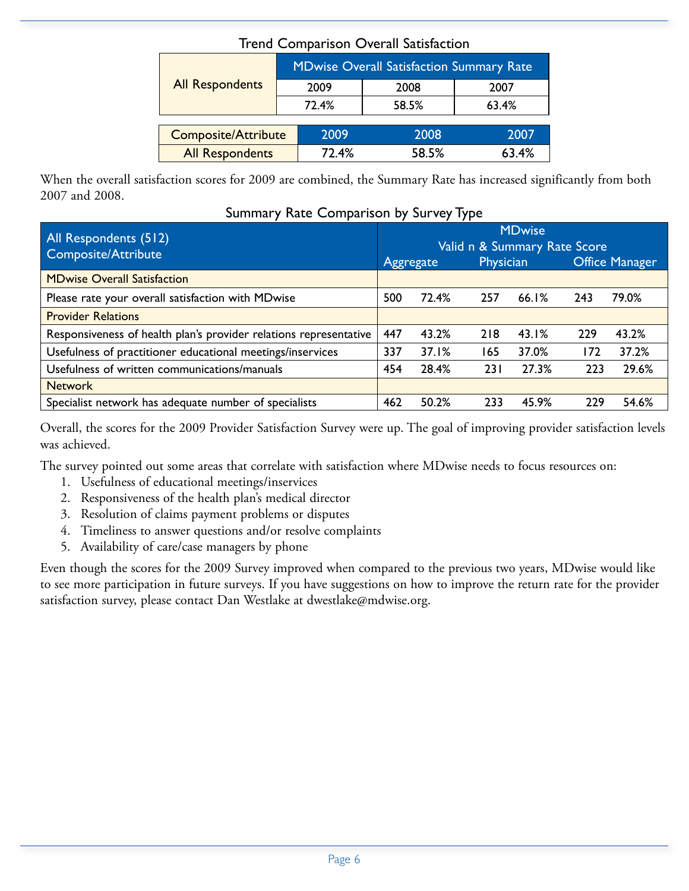### Trend Comparison Overall Satisfaction

| All Respondents | MDwise Overall Satisfaction Summary Rate | | |
|---|---|---|---|
| | 2009 | 2008 | 2007 |
| | 72.4% | 58.5% | 63.4% |

| Composite/Attribute | 2009 | 2008 | 2007 |
|---|---|---|---|
| All Respondents | 72.4% | 58.5% | 63.4% |

When the overall satisfaction scores for 2009 are combined, the Summary Rate has increased significantly from both 2007 and 2008.

### Summary Rate Comparison by Survey Type

| All Respondents (512) Composite/Attribute | MDwise Valid n & Summary Rate Score | | | | | |
|---|---|---|---|---|---|---|
| | Aggregate | | Physician | | Office Manager | |
| **MDwise Overall Satisfaction** | | | | | | |
| Please rate your overall satisfaction with MDwise | 500 | 72.4% | 257 | 66.1% | 243 | 79.0% |
| **Provider Relations** | | | | | | |
| Responsiveness of health plan's provider relations representative | 447 | 43.2% | 218 | 43.1% | 229 | 43.2% |
| Usefulness of practitioner educational meetings/inservices | 337 | 37.1% | 165 | 37.0% | 172 | 37.2% |
| Usefulness of written communications/manuals | 454 | 28.4% | 231 | 27.3% | 223 | 29.6% |
| **Network** | | | | | | |
| Specialist network has adequate number of specialists | 462 | 50.2% | 233 | 45.9% | 229 | 54.6% |

Overall, the scores for the 2009 Provider Satisfaction Survey were up. The goal of improving provider satisfaction levels was achieved.

The survey pointed out some areas that correlate with satisfaction where MDwise needs to focus resources on:

1. Usefulness of educational meetings/inservices
2. Responsiveness of the health plan's medical director
3. Resolution of claims payment problems or disputes
4. Timeliness to answer questions and/or resolve complaints
5. Availability of care/case managers by phone

Even though the scores for the 2009 Survey improved when compared to the previous two years, MDwise would like to see more participation in future surveys. If you have suggestions on how to improve the return rate for the provider satisfaction survey, please contact Dan Westlake at dwestlake@mdwise.org.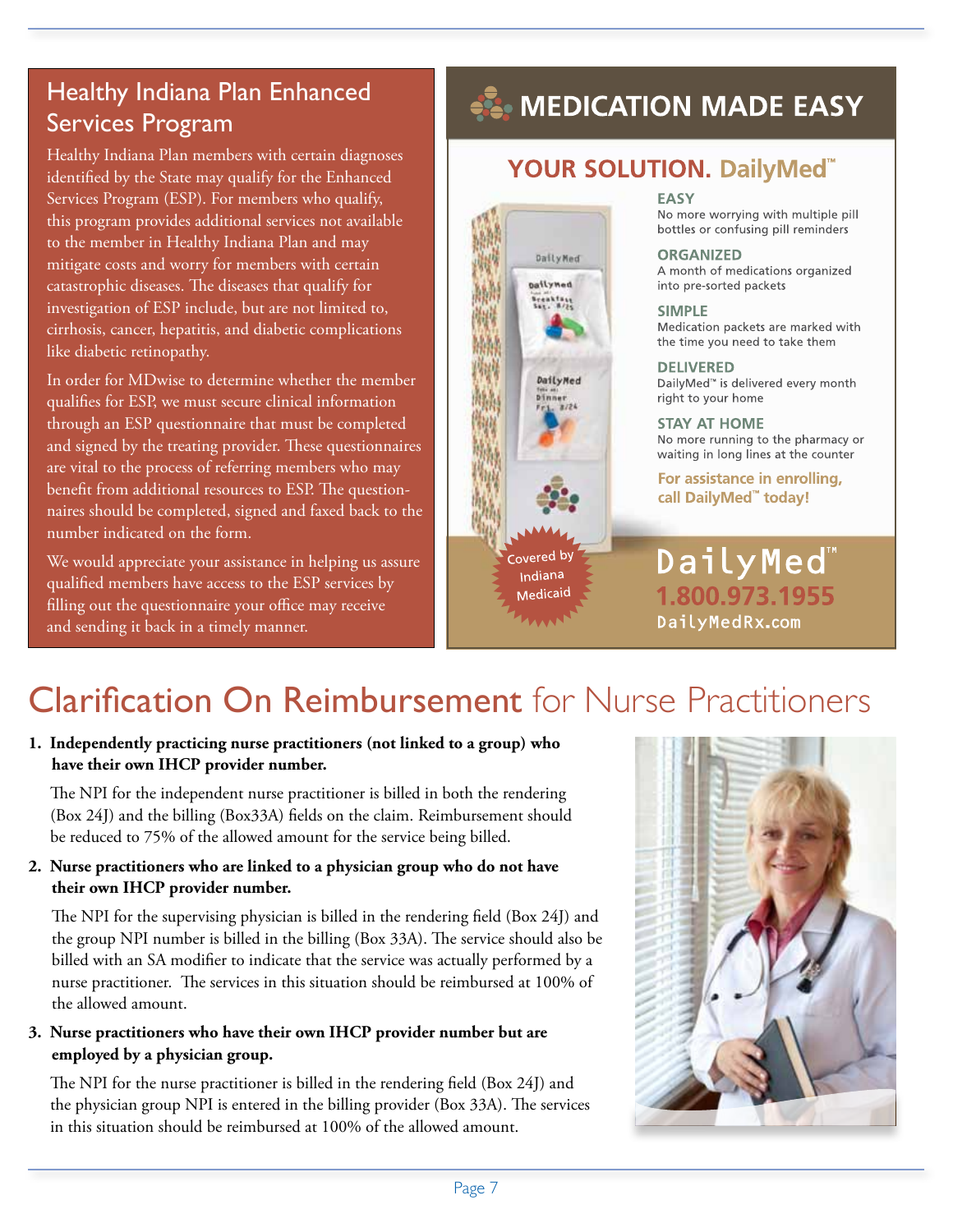## Healthy Indiana Plan Enhanced Services Program

Healthy Indiana Plan members with certain diagnoses identified by the State may qualify for the Enhanced Services Program (ESP). For members who qualify, this program provides additional services not available to the member in Healthy Indiana Plan and may mitigate costs and worry for members with certain catastrophic diseases. The diseases that qualify for investigation of ESP include, but are not limited to, cirrhosis, cancer, hepatitis, and diabetic complications like diabetic retinopathy.

In order for MDwise to determine whether the member qualifies for ESP, we must secure clinical information through an ESP questionnaire that must be completed and signed by the treating provider. These questionnaires are vital to the process of referring members who may benefit from additional resources to ESP. The questionnaires should be completed, signed and faxed back to the number indicated on the form.

We would appreciate your assistance in helping us assure qualified members have access to the ESP services by filling out the questionnaire your office may receive and sending it back in a timely manner.

## MEDICATION MADE EASY

### YOUR SOLUTION. DailyMed™

**EASY**
No more worrying with multiple pill bottles or confusing pill reminders

**ORGANIZED**
A month of medications organized into pre-sorted packets

**SIMPLE**
Medication packets are marked with the time you need to take them

**DELIVERED**
DailyMed™ is delivered every month right to your home

**STAY AT HOME**
No more running to the pharmacy or waiting in long lines at the counter

**For assistance in enrolling, call DailyMed™ today!**

Covered by Indiana Medicaid

**DailyMed™**
**1.800.973.1955**
DailyMedRx.com

# Clarification On Reimbursement for Nurse Practitioners

1. **Independently practicing nurse practitioners (not linked to a group) who have their own IHCP provider number.**

   The NPI for the independent nurse practitioner is billed in both the rendering (Box 24J) and the billing (Box33A) fields on the claim. Reimbursement should be reduced to 75% of the allowed amount for the service being billed.

2. **Nurse practitioners who are linked to a physician group who do not have their own IHCP provider number.**

   The NPI for the supervising physician is billed in the rendering field (Box 24J) and the group NPI number is billed in the billing (Box 33A). The service should also be billed with an SA modifier to indicate that the service was actually performed by a nurse practitioner. The services in this situation should be reimbursed at 100% of the allowed amount.

3. **Nurse practitioners who have their own IHCP provider number but are employed by a physician group.**

   The NPI for the nurse practitioner is billed in the rendering field (Box 24J) and the physician group NPI is entered in the billing provider (Box 33A). The services in this situation should be reimbursed at 100% of the allowed amount.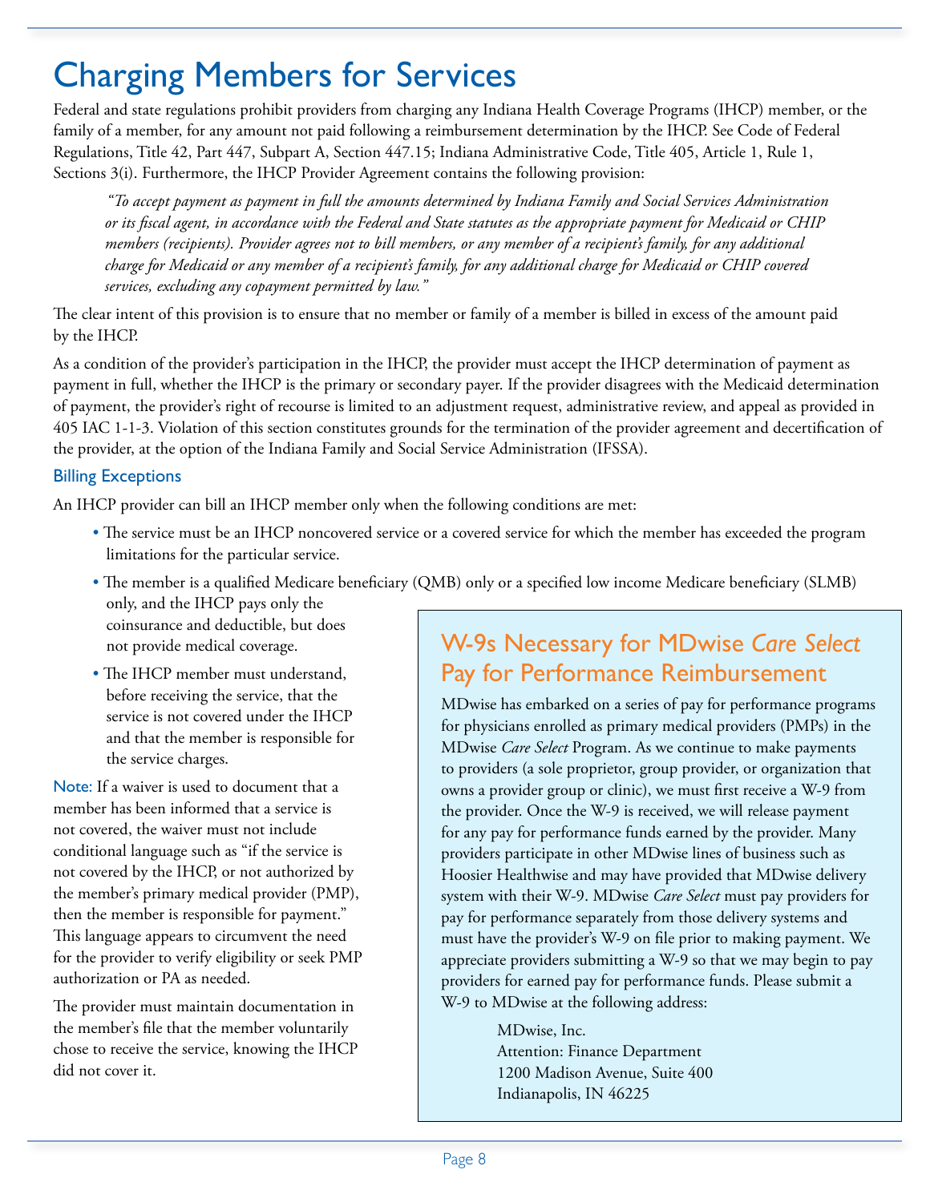# Charging Members for Services

Federal and state regulations prohibit providers from charging any Indiana Health Coverage Programs (IHCP) member, or the family of a member, for any amount not paid following a reimbursement determination by the IHCP. See Code of Federal Regulations, Title 42, Part 447, Subpart A, Section 447.15; Indiana Administrative Code, Title 405, Article 1, Rule 1, Sections 3(i). Furthermore, the IHCP Provider Agreement contains the following provision:

> *"To accept payment as payment in full the amounts determined by Indiana Family and Social Services Administration or its fiscal agent, in accordance with the Federal and State statutes as the appropriate payment for Medicaid or CHIP members (recipients). Provider agrees not to bill members, or any member of a recipient's family, for any additional charge for Medicaid or any member of a recipient's family, for any additional charge for Medicaid or CHIP covered services, excluding any copayment permitted by law."*

The clear intent of this provision is to ensure that no member or family of a member is billed in excess of the amount paid by the IHCP.

As a condition of the provider's participation in the IHCP, the provider must accept the IHCP determination of payment as payment in full, whether the IHCP is the primary or secondary payer. If the provider disagrees with the Medicaid determination of payment, the provider's right of recourse is limited to an adjustment request, administrative review, and appeal as provided in 405 IAC 1-1-3. Violation of this section constitutes grounds for the termination of the provider agreement and decertification of the provider, at the option of the Indiana Family and Social Service Administration (IFSSA).

### Billing Exceptions

An IHCP provider can bill an IHCP member only when the following conditions are met:

- The service must be an IHCP noncovered service or a covered service for which the member has exceeded the program limitations for the particular service.
- The member is a qualified Medicare beneficiary (QMB) only or a specified low income Medicare beneficiary (SLMB) only, and the IHCP pays only the coinsurance and deductible, but does not provide medical coverage.
- The IHCP member must understand, before receiving the service, that the service is not covered under the IHCP and that the member is responsible for the service charges.

**Note:** If a waiver is used to document that a member has been informed that a service is not covered, the waiver must not include conditional language such as "if the service is not covered by the IHCP, or not authorized by the member's primary medical provider (PMP), then the member is responsible for payment." This language appears to circumvent the need for the provider to verify eligibility or seek PMP authorization or PA as needed.

The provider must maintain documentation in the member's file that the member voluntarily chose to receive the service, knowing the IHCP did not cover it.

## W-9s Necessary for MDwise *Care Select* Pay for Performance Reimbursement

MDwise has embarked on a series of pay for performance programs for physicians enrolled as primary medical providers (PMPs) in the MDwise *Care Select* Program. As we continue to make payments to providers (a sole proprietor, group provider, or organization that owns a provider group or clinic), we must first receive a W-9 from the provider. Once the W-9 is received, we will release payment for any pay for performance funds earned by the provider. Many providers participate in other MDwise lines of business such as Hoosier Healthwise and may have provided that MDwise delivery system with their W-9. MDwise *Care Select* must pay providers for pay for performance separately from those delivery systems and must have the provider's W-9 on file prior to making payment. We appreciate providers submitting a W-9 so that we may begin to pay providers for earned pay for performance funds. Please submit a W-9 to MDwise at the following address:

MDwise, Inc.
Attention: Finance Department
1200 Madison Avenue, Suite 400
Indianapolis, IN 46225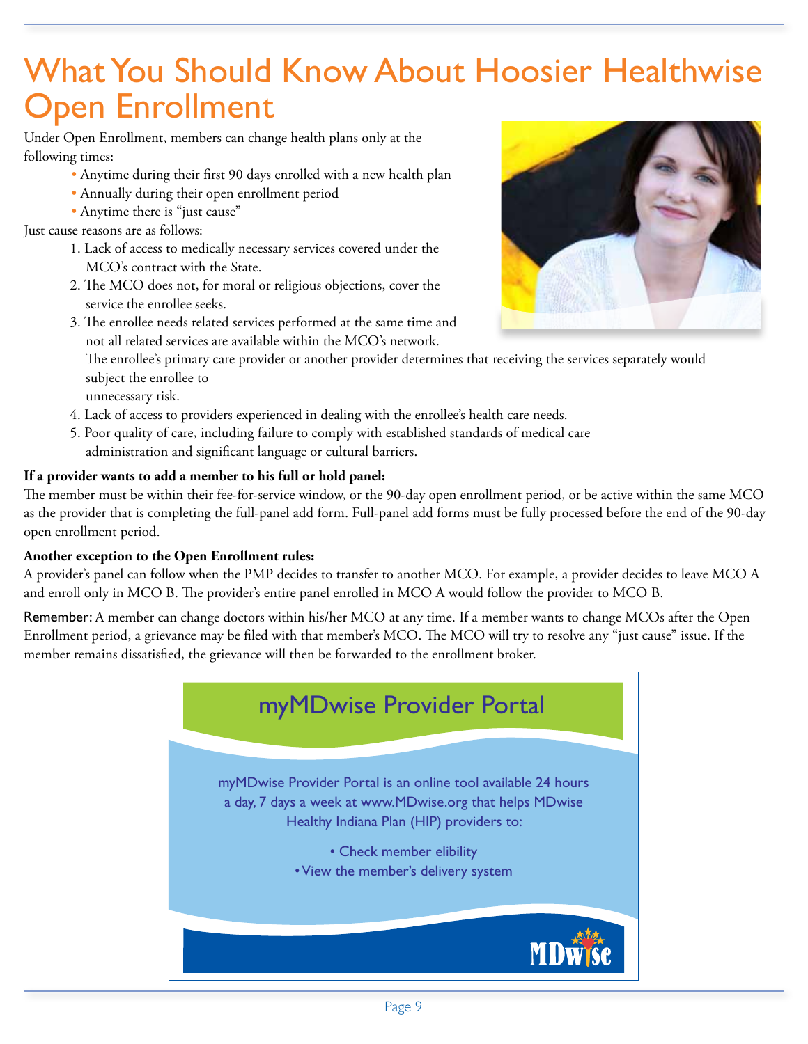# What You Should Know About Hoosier Healthwise Open Enrollment

Under Open Enrollment, members can change health plans only at the following times:

- Anytime during their first 90 days enrolled with a new health plan
- Annually during their open enrollment period
- Anytime there is "just cause"

Just cause reasons are as follows:

1. Lack of access to medically necessary services covered under the MCO's contract with the State.
2. The MCO does not, for moral or religious objections, cover the service the enrollee seeks.
3. The enrollee needs related services performed at the same time and not all related services are available within the MCO's network. The enrollee's primary care provider or another provider determines that receiving the services separately would subject the enrollee to unnecessary risk.
4. Lack of access to providers experienced in dealing with the enrollee's health care needs.
5. Poor quality of care, including failure to comply with established standards of medical care administration and significant language or cultural barriers.

**If a provider wants to add a member to his full or hold panel:**

The member must be within their fee-for-service window, or the 90-day open enrollment period, or be active within the same MCO as the provider that is completing the full-panel add form. Full-panel add forms must be fully processed before the end of the 90-day open enrollment period.

**Another exception to the Open Enrollment rules:**

A provider's panel can follow when the PMP decides to transfer to another MCO. For example, a provider decides to leave MCO A and enroll only in MCO B. The provider's entire panel enrolled in MCO A would follow the provider to MCO B.

Remember: A member can change doctors within his/her MCO at any time. If a member wants to change MCOs after the Open Enrollment period, a grievance may be filed with that member's MCO. The MCO will try to resolve any "just cause" issue. If the member remains dissatisfied, the grievance will then be forwarded to the enrollment broker.

## myMDwise Provider Portal

myMDwise Provider Portal is an online tool available 24 hours a day, 7 days a week at www.MDwise.org that helps MDwise Healthy Indiana Plan (HIP) providers to:

- Check member elibility
- View the member's delivery system

MDwise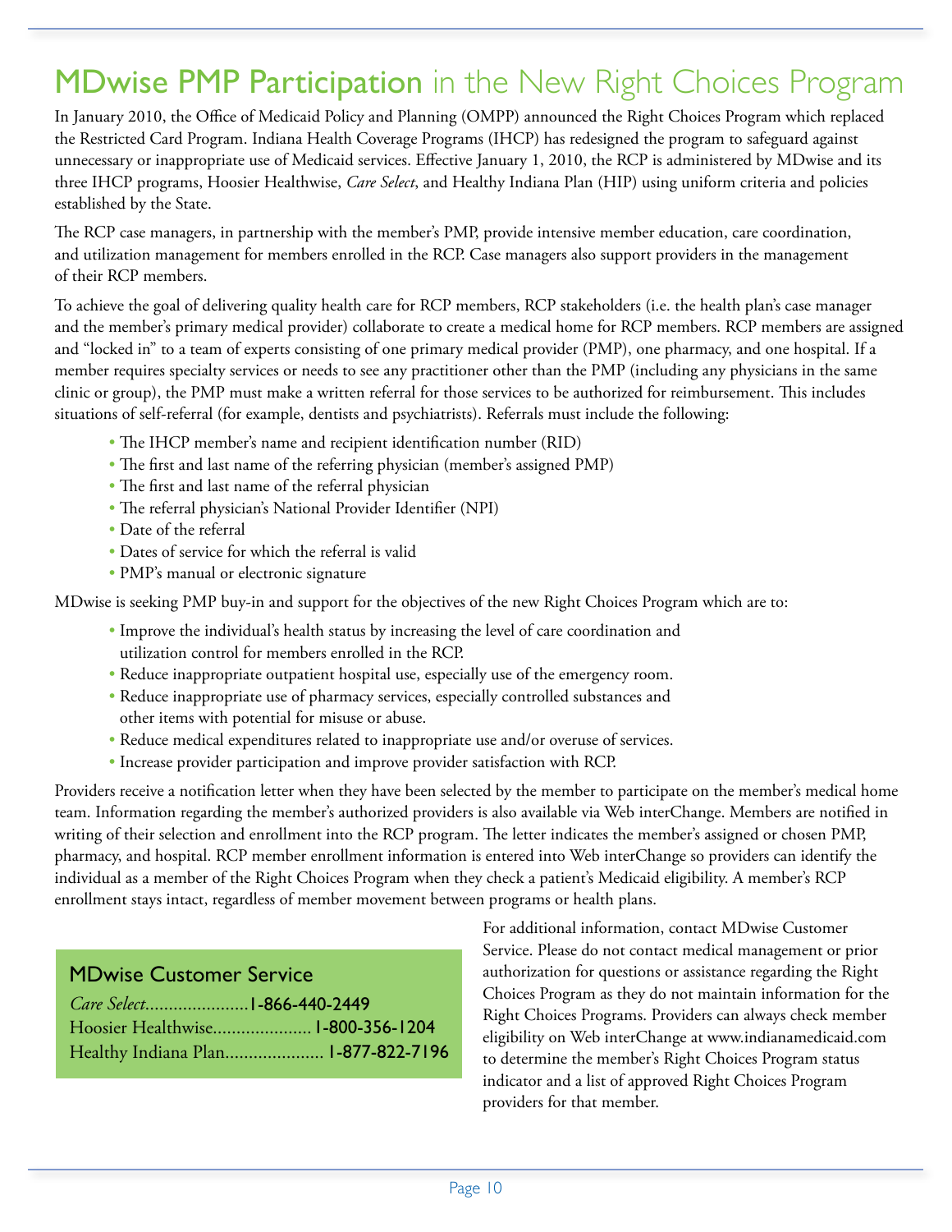# MDwise PMP Participation in the New Right Choices Program

In January 2010, the Office of Medicaid Policy and Planning (OMPP) announced the Right Choices Program which replaced the Restricted Card Program. Indiana Health Coverage Programs (IHCP) has redesigned the program to safeguard against unnecessary or inappropriate use of Medicaid services. Effective January 1, 2010, the RCP is administered by MDwise and its three IHCP programs, Hoosier Healthwise, *Care Select*, and Healthy Indiana Plan (HIP) using uniform criteria and policies established by the State.

The RCP case managers, in partnership with the member's PMP, provide intensive member education, care coordination, and utilization management for members enrolled in the RCP. Case managers also support providers in the management of their RCP members.

To achieve the goal of delivering quality health care for RCP members, RCP stakeholders (i.e. the health plan's case manager and the member's primary medical provider) collaborate to create a medical home for RCP members. RCP members are assigned and "locked in" to a team of experts consisting of one primary medical provider (PMP), one pharmacy, and one hospital. If a member requires specialty services or needs to see any practitioner other than the PMP (including any physicians in the same clinic or group), the PMP must make a written referral for those services to be authorized for reimbursement. This includes situations of self-referral (for example, dentists and psychiatrists). Referrals must include the following:

- The IHCP member's name and recipient identification number (RID)
- The first and last name of the referring physician (member's assigned PMP)
- The first and last name of the referral physician
- The referral physician's National Provider Identifier (NPI)
- Date of the referral
- Dates of service for which the referral is valid
- PMP's manual or electronic signature

MDwise is seeking PMP buy-in and support for the objectives of the new Right Choices Program which are to:

- Improve the individual's health status by increasing the level of care coordination and utilization control for members enrolled in the RCP.
- Reduce inappropriate outpatient hospital use, especially use of the emergency room.
- Reduce inappropriate use of pharmacy services, especially controlled substances and other items with potential for misuse or abuse.
- Reduce medical expenditures related to inappropriate use and/or overuse of services.
- Increase provider participation and improve provider satisfaction with RCP.

Providers receive a notification letter when they have been selected by the member to participate on the member's medical home team. Information regarding the member's authorized providers is also available via Web interChange. Members are notified in writing of their selection and enrollment into the RCP program. The letter indicates the member's assigned or chosen PMP, pharmacy, and hospital. RCP member enrollment information is entered into Web interChange so providers can identify the individual as a member of the Right Choices Program when they check a patient's Medicaid eligibility. A member's RCP enrollment stays intact, regardless of member movement between programs or health plans.

For additional information, contact MDwise Customer Service. Please do not contact medical management or prior authorization for questions or assistance regarding the Right Choices Program as they do not maintain information for the Right Choices Programs. Providers can always check member eligibility on Web interChange at www.indianamedicaid.com to determine the member's Right Choices Program status indicator and a list of approved Right Choices Program providers for that member.

### MDwise Customer Service

*Care Select*......................**1-866-440-2449**
Hoosier Healthwise..................... **1-800-356-1204**
Healthy Indiana Plan..................... **1-877-822-7196**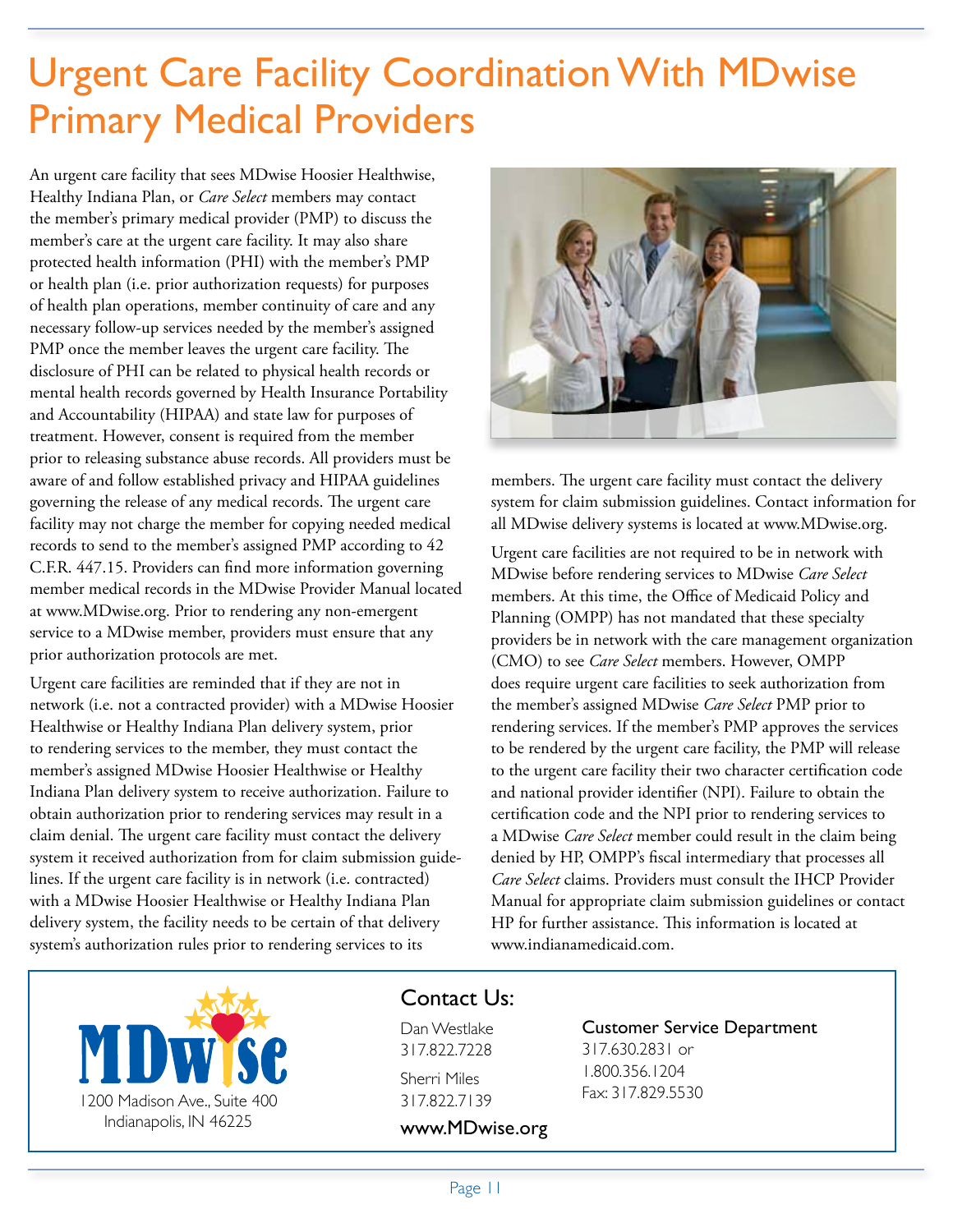# Urgent Care Facility Coordination With MDwise Primary Medical Providers

An urgent care facility that sees MDwise Hoosier Healthwise, Healthy Indiana Plan, or *Care Select* members may contact the member's primary medical provider (PMP) to discuss the member's care at the urgent care facility. It may also share protected health information (PHI) with the member's PMP or health plan (i.e. prior authorization requests) for purposes of health plan operations, member continuity of care and any necessary follow-up services needed by the member's assigned PMP once the member leaves the urgent care facility. The disclosure of PHI can be related to physical health records or mental health records governed by Health Insurance Portability and Accountability (HIPAA) and state law for purposes of treatment. However, consent is required from the member prior to releasing substance abuse records. All providers must be aware of and follow established privacy and HIPAA guidelines governing the release of any medical records. The urgent care facility may not charge the member for copying needed medical records to send to the member's assigned PMP according to 42 C.F.R. 447.15. Providers can find more information governing member medical records in the MDwise Provider Manual located at www.MDwise.org. Prior to rendering any non-emergent service to a MDwise member, providers must ensure that any prior authorization protocols are met.

Urgent care facilities are reminded that if they are not in network (i.e. not a contracted provider) with a MDwise Hoosier Healthwise or Healthy Indiana Plan delivery system, prior to rendering services to the member, they must contact the member's assigned MDwise Hoosier Healthwise or Healthy Indiana Plan delivery system to receive authorization. Failure to obtain authorization prior to rendering services may result in a claim denial. The urgent care facility must contact the delivery system it received authorization from for claim submission guidelines. If the urgent care facility is in network (i.e. contracted) with a MDwise Hoosier Healthwise or Healthy Indiana Plan delivery system, the facility needs to be certain of that delivery system's authorization rules prior to rendering services to its members. The urgent care facility must contact the delivery system for claim submission guidelines. Contact information for all MDwise delivery systems is located at www.MDwise.org.

Urgent care facilities are not required to be in network with MDwise before rendering services to MDwise *Care Select* members. At this time, the Office of Medicaid Policy and Planning (OMPP) has not mandated that these specialty providers be in network with the care management organization (CMO) to see *Care Select* members. However, OMPP does require urgent care facilities to seek authorization from the member's assigned MDwise *Care Select* PMP prior to rendering services. If the member's PMP approves the services to be rendered by the urgent care facility, the PMP will release to the urgent care facility their two character certification code and national provider identifier (NPI). Failure to obtain the certification code and the NPI prior to rendering services to a MDwise *Care Select* member could result in the claim being denied by HP, OMPP's fiscal intermediary that processes all *Care Select* claims. Providers must consult the IHCP Provider Manual for appropriate claim submission guidelines or contact HP for further assistance. This information is located at www.indianamedicaid.com.

MDwise
1200 Madison Ave., Suite 400
Indianapolis, IN 46225

## Contact Us:

Dan Westlake
317.822.7228

Sherri Miles
317.822.7139

**www.MDwise.org**

**Customer Service Department**
317.630.2831 or
1.800.356.1204
Fax: 317.829.5530